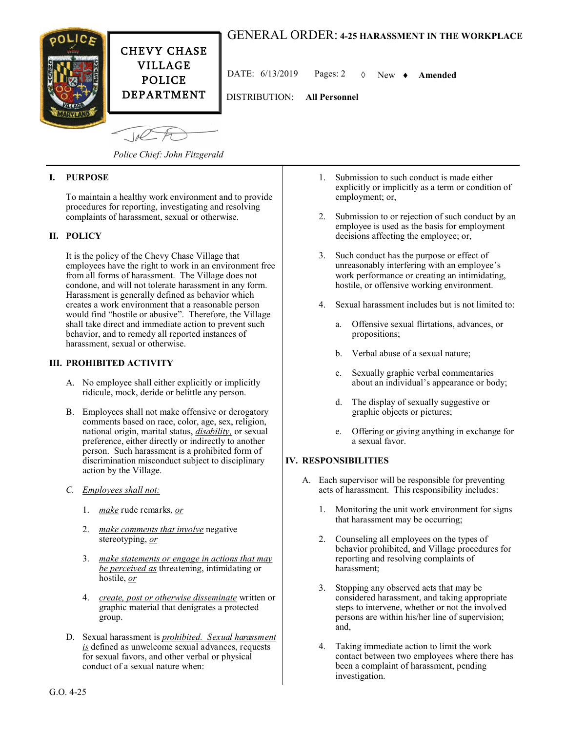CHEVY CHASE VILLAGE POLICE DEPARTMENT

# GENERAL ORDER: 4-25 HARASSMENT IN THE WORKPLACE

DATE: 6/13/2019 Pages: 2 ◊ New ♦ **Amended**

DISTRIBUTION: **All Personnel**

*Police Chief: John Fitzgerald*

## I. PURPOSE

To maintain a healthy work environment and to provide procedures for reporting, investigating and resolving complaints of harassment, sexual or otherwise.

## II. POLICY

It is the policy of the Chevy Chase Village that employees have the right to work in an environment free from all forms of harassment. The Village does not condone, and will not tolerate harassment in any form. Harassment is generally defined as behavior which creates a work environment that a reasonable person would find "hostile or abusive". Therefore, the Village shall take direct and immediate action to prevent such behavior, and to remedy all reported instances of harassment, sexual or otherwise.

## III. PROHIBITED ACTIVITY

A. No employee shall either explicitly or implicitly ridicule, mock, deride or belittle any person.

B. Employees shall not make offensive or derogatory comments based on race, color, age, sex, religion, national origin, marital status, *disability,* or sexual preference, either directly or indirectly to another person. Such harassment is a prohibited form of discrimination misconduct subject to disciplinary action by the Village.

C. *Employees shall not:*

1. *make* rude remarks, *or*

2. *make comments that involve* negative stereotyping, *or*

3. *make statements or engage in actions that may be perceived as* threatening, intimidating or hostile, *or*

4. *create, post or otherwise disseminate* written or graphic material that denigrates a protected group.

D. Sexual harassment is *prohibited. Sexual harassment is* defined as unwelcome sexual advances, requests for sexual favors, and other verbal or physical conduct of a sexual nature when:

1. Submission to such conduct is made either explicitly or implicitly as a term or condition of employment; or,

2. Submission to or rejection of such conduct by an employee is used as the basis for employment decisions affecting the employee; or,

3. Such conduct has the purpose or effect of unreasonably interfering with an employee's work performance or creating an intimidating, hostile, or offensive working environment.

4. Sexual harassment includes but is not limited to:

   a. Offensive sexual flirtations, advances, or propositions;

   b. Verbal abuse of a sexual nature;

   c. Sexually graphic verbal commentaries about an individual's appearance or body;

   d. The display of sexually suggestive or graphic objects or pictures;

   e. Offering or giving anything in exchange for a sexual favor.

## IV. RESPONSIBILITIES

A. Each supervisor will be responsible for preventing acts of harassment. This responsibility includes:

1. Monitoring the unit work environment for signs that harassment may be occurring;

2. Counseling all employees on the types of behavior prohibited, and Village procedures for reporting and resolving complaints of harassment;

3. Stopping any observed acts that may be considered harassment, and taking appropriate steps to intervene, whether or not the involved persons are within his/her line of supervision; and,

4. Taking immediate action to limit the work contact between two employees where there has been a complaint of harassment, pending investigation.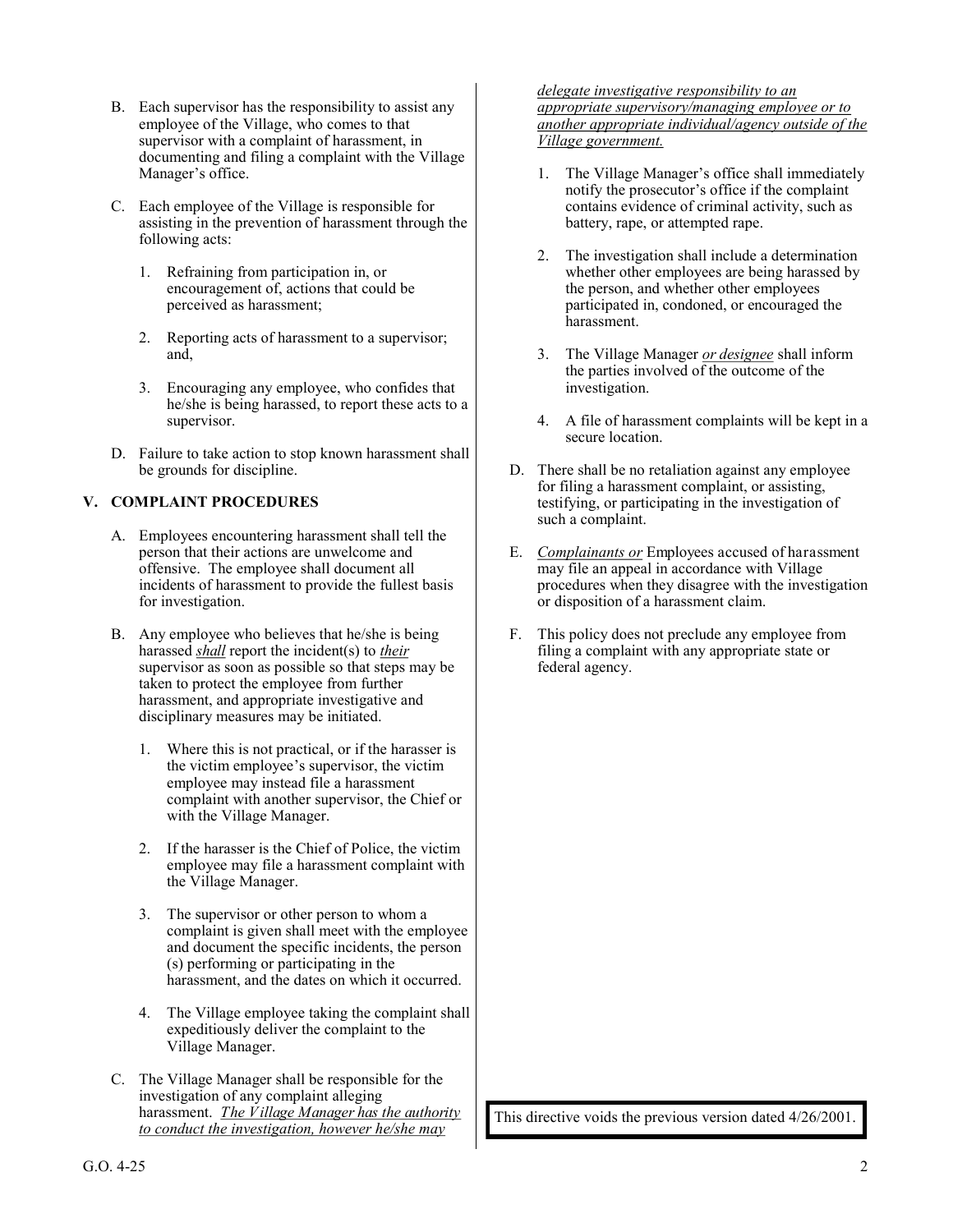B. Each supervisor has the responsibility to assist any employee of the Village, who comes to that supervisor with a complaint of harassment, in documenting and filing a complaint with the Village Manager's office.

C. Each employee of the Village is responsible for assisting in the prevention of harassment through the following acts:

   1. Refraining from participation in, or encouragement of, actions that could be perceived as harassment;

   2. Reporting acts of harassment to a supervisor; and,

   3. Encouraging any employee, who confides that he/she is being harassed, to report these acts to a supervisor.

D. Failure to take action to stop known harassment shall be grounds for discipline.

## V. COMPLAINT PROCEDURES

A. Employees encountering harassment shall tell the person that their actions are unwelcome and offensive. The employee shall document all incidents of harassment to provide the fullest basis for investigation.

B. Any employee who believes that he/she is being harassed <u>*shall*</u> report the incident(s) to <u>*their*</u> supervisor as soon as possible so that steps may be taken to protect the employee from further harassment, and appropriate investigative and disciplinary measures may be initiated.

   1. Where this is not practical, or if the harasser is the victim employee's supervisor, the victim employee may instead file a harassment complaint with another supervisor, the Chief or with the Village Manager.

   2. If the harasser is the Chief of Police, the victim employee may file a harassment complaint with the Village Manager.

   3. The supervisor or other person to whom a complaint is given shall meet with the employee and document the specific incidents, the person (s) performing or participating in the harassment, and the dates on which it occurred.

   4. The Village employee taking the complaint shall expeditiously deliver the complaint to the Village Manager.

C. The Village Manager shall be responsible for the investigation of any complaint alleging harassment. <u>*The Village Manager has the authority to conduct the investigation, however he/she may delegate investigative responsibility to an appropriate supervisory/managing employee or to another appropriate individual/agency outside of the Village government.*</u>

   1. The Village Manager's office shall immediately notify the prosecutor's office if the complaint contains evidence of criminal activity, such as battery, rape, or attempted rape.

   2. The investigation shall include a determination whether other employees are being harassed by the person, and whether other employees participated in, condoned, or encouraged the harassment.

   3. The Village Manager <u>*or designee*</u> shall inform the parties involved of the outcome of the investigation.

   4. A file of harassment complaints will be kept in a secure location.

D. There shall be no retaliation against any employee for filing a harassment complaint, or assisting, testifying, or participating in the investigation of such a complaint.

E. <u>*Complainants or*</u> Employees accused of harassment may file an appeal in accordance with Village procedures when they disagree with the investigation or disposition of a harassment claim.

F. This policy does not preclude any employee from filing a complaint with any appropriate state or federal agency.

This directive voids the previous version dated 4/26/2001.